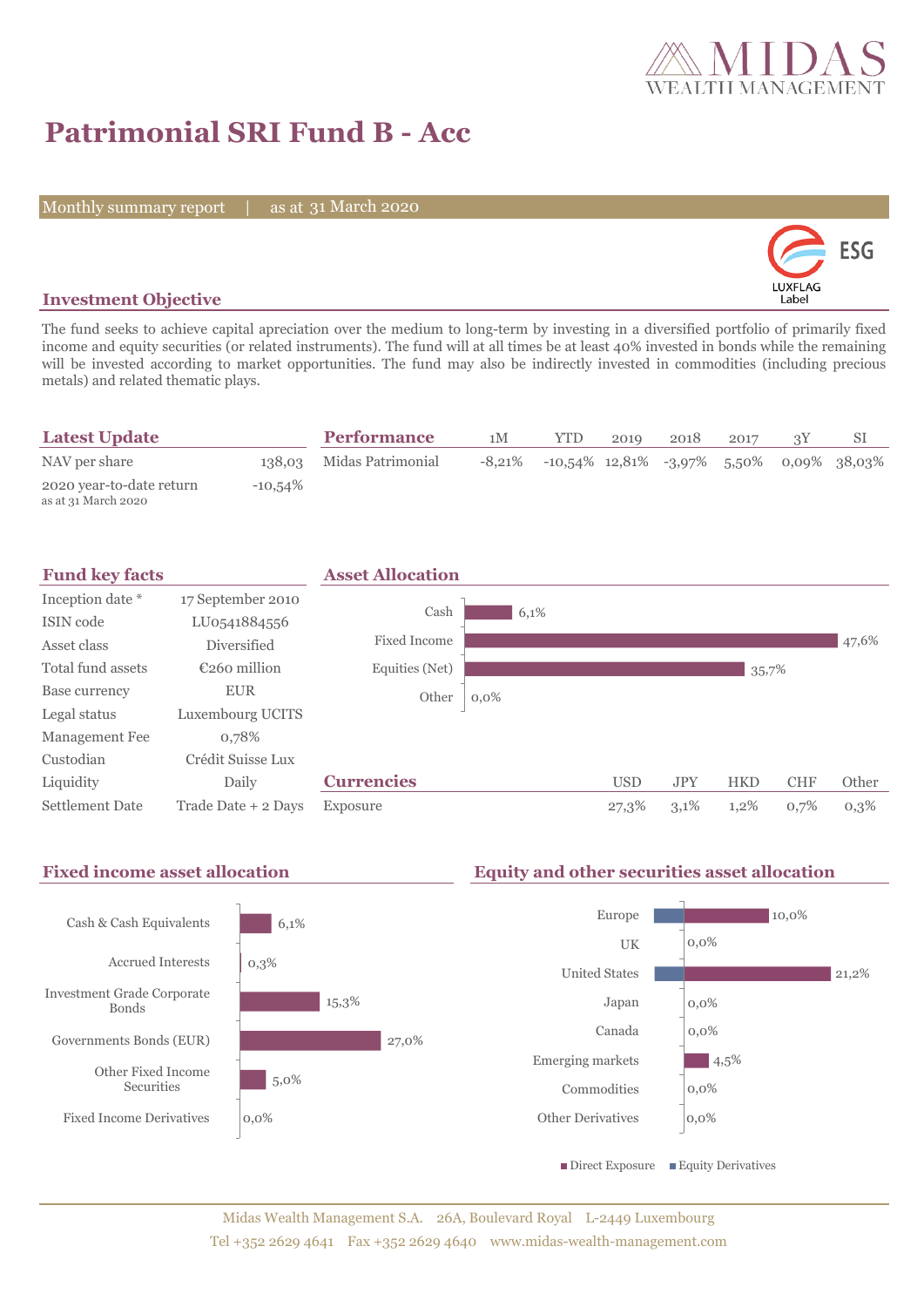# Patrimonial SRI Fund B - Acc

Monthly summary report | as at 31 March 2020

## Investment Objective

The fund seeks to achieve capital apreciation over the medium to long-term by investing in a diversified portfolio of primarily fixed income and equity securities (or related instruments). The fund will at all times be at least 40% invested in bonds while the remaining will be invested according to market opportunities. The fund may also be indirectly invested in commodities (including precious metals) and related thematic plays.

## Latest Update

| | |
|---|---|
| NAV per share | 138,03 |
| 2020 year-to-date return (as at 31 March 2020) | -10,54% |

## Performance

| | 1M | YTD | 2019 | 2018 | 2017 | 3Y | SI |
|---|---|---|---|---|---|---|---|
| Midas Patrimonial | -8,21% | -10,54% | 12,81% | -3,97% | 5,50% | 0,09% | 38,03% |

## Fund key facts

| | |
|---|---|
| Inception date * | 17 September 2010 |
| ISIN code | LU0541884556 |
| Asset class | Diversified |
| Total fund assets | €260 million |
| Base currency | EUR |
| Legal status | Luxembourg UCITS |
| Management Fee | 0,78% |
| Custodian | Crédit Suisse Lux |
| Liquidity | Daily |
| Settlement Date | Trade Date + 2 Days |

## Asset Allocation

| | |
|---|---|
| Cash | 6,1% |
| Fixed Income | 47,6% |
| Equities (Net) | 35,7% |
| Other | 0,0% |

## Currencies

| | USD | JPY | HKD | CHF | Other |
|---|---|---|---|---|---|
| Exposure | 27,3% | 3,1% | 1,2% | 0,7% | 0,3% |

## Fixed income asset allocation

| | |
|---|---|
| Cash & Cash Equivalents | 6,1% |
| Accrued Interests | 0,3% |
| Investment Grade Corporate Bonds | 15,3% |
| Governments Bonds (EUR) | 27,0% |
| Other Fixed Income Securities | 5,0% |
| Fixed Income Derivatives | 0,0% |

## Equity and other securities asset allocation

| | Direct Exposure |
|---|---|
| Europe | 10,0% |
| UK | 0,0% |
| United States | 21,2% |
| Japan | 0,0% |
| Canada | 0,0% |
| Emerging markets | 4,5% |
| Commodities | 0,0% |
| Other Derivatives | 0,0% |

■ Direct Exposure ■ Equity Derivatives

Midas Wealth Management S.A. 26A, Boulevard Royal L-2449 Luxembourg
Tel +352 2629 4641 Fax +352 2629 4640 www.midas-wealth-management.com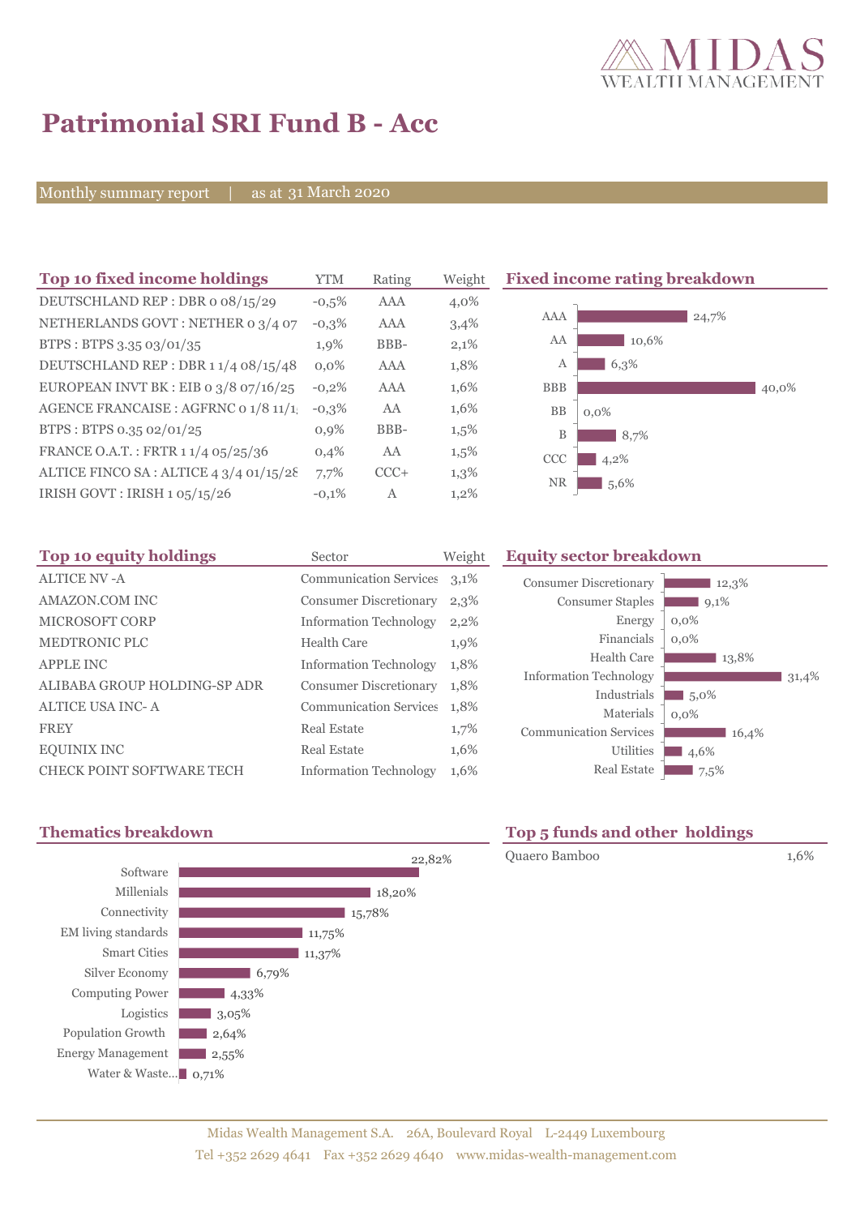# Patrimonial SRI Fund B - Acc

Monthly summary report | as at 31 March 2020

## Top 10 fixed income holdings

| Top 10 fixed income holdings | YTM | Rating | Weight |
|---|---|---|---|
| DEUTSCHLAND REP : DBR 0 08/15/29 | -0,5% | AAA | 4,0% |
| NETHERLANDS GOVT : NETHER 0 3/4 07 | -0,3% | AAA | 3,4% |
| BTPS : BTPS 3.35 03/01/35 | 1,9% | BBB- | 2,1% |
| DEUTSCHLAND REP : DBR 1 1/4 08/15/48 | 0,0% | AAA | 1,8% |
| EUROPEAN INVT BK : EIB 0 3/8 07/16/25 | -0,2% | AAA | 1,6% |
| AGENCE FRANCAISE : AGFRNC 0 1/8 11/1 | -0,3% | AA | 1,6% |
| BTPS : BTPS 0.35 02/01/25 | 0,9% | BBB- | 1,5% |
| FRANCE O.A.T. : FRTR 1 1/4 05/25/36 | 0,4% | AA | 1,5% |
| ALTICE FINCO SA : ALTICE 4 3/4 01/15/28 | 7,7% | CCC+ | 1,3% |
| IRISH GOVT : IRISH 1 05/15/26 | -0,1% | A | 1,2% |

## Fixed income rating breakdown

| Rating | Weight |
|---|---|
| AAA | 24,7% |
| AA | 10,6% |
| A | 6,3% |
| BBB | 40,0% |
| BB | 0,0% |
| B | 8,7% |
| CCC | 4,2% |
| NR | 5,6% |

## Top 10 equity holdings

| Top 10 equity holdings | Sector | Weight |
|---|---|---|
| ALTICE NV -A | Communication Services | 3,1% |
| AMAZON.COM INC | Consumer Discretionary | 2,3% |
| MICROSOFT CORP | Information Technology | 2,2% |
| MEDTRONIC PLC | Health Care | 1,9% |
| APPLE INC | Information Technology | 1,8% |
| ALIBABA GROUP HOLDING-SP ADR | Consumer Discretionary | 1,8% |
| ALTICE USA INC- A | Communication Services | 1,8% |
| FREY | Real Estate | 1,7% |
| EQUINIX INC | Real Estate | 1,6% |
| CHECK POINT SOFTWARE TECH | Information Technology | 1,6% |

## Equity sector breakdown

| Sector | Weight |
|---|---|
| Consumer Discretionary | 12,3% |
| Consumer Staples | 9,1% |
| Energy | 0,0% |
| Financials | 0,0% |
| Health Care | 13,8% |
| Information Technology | 31,4% |
| Industrials | 5,0% |
| Materials | 0,0% |
| Communication Services | 16,4% |
| Utilities | 4,6% |
| Real Estate | 7,5% |

## Thematics breakdown

| Theme | Weight |
|---|---|
| Software | 22,82% |
| Millenials | 18,20% |
| Connectivity | 15,78% |
| EM living standards | 11,75% |
| Smart Cities | 11,37% |
| Silver Economy | 6,79% |
| Computing Power | 4,33% |
| Logistics | 3,05% |
| Population Growth | 2,64% |
| Energy Management | 2,55% |
| Water & Waste... | 0,71% |

## Top 5 funds and other holdings

| Fund | Weight |
|---|---|
| Quaero Bamboo | 1,6% |

Midas Wealth Management S.A. 26A, Boulevard Royal L-2449 Luxembourg
Tel +352 2629 4641 Fax +352 2629 4640 www.midas-wealth-management.com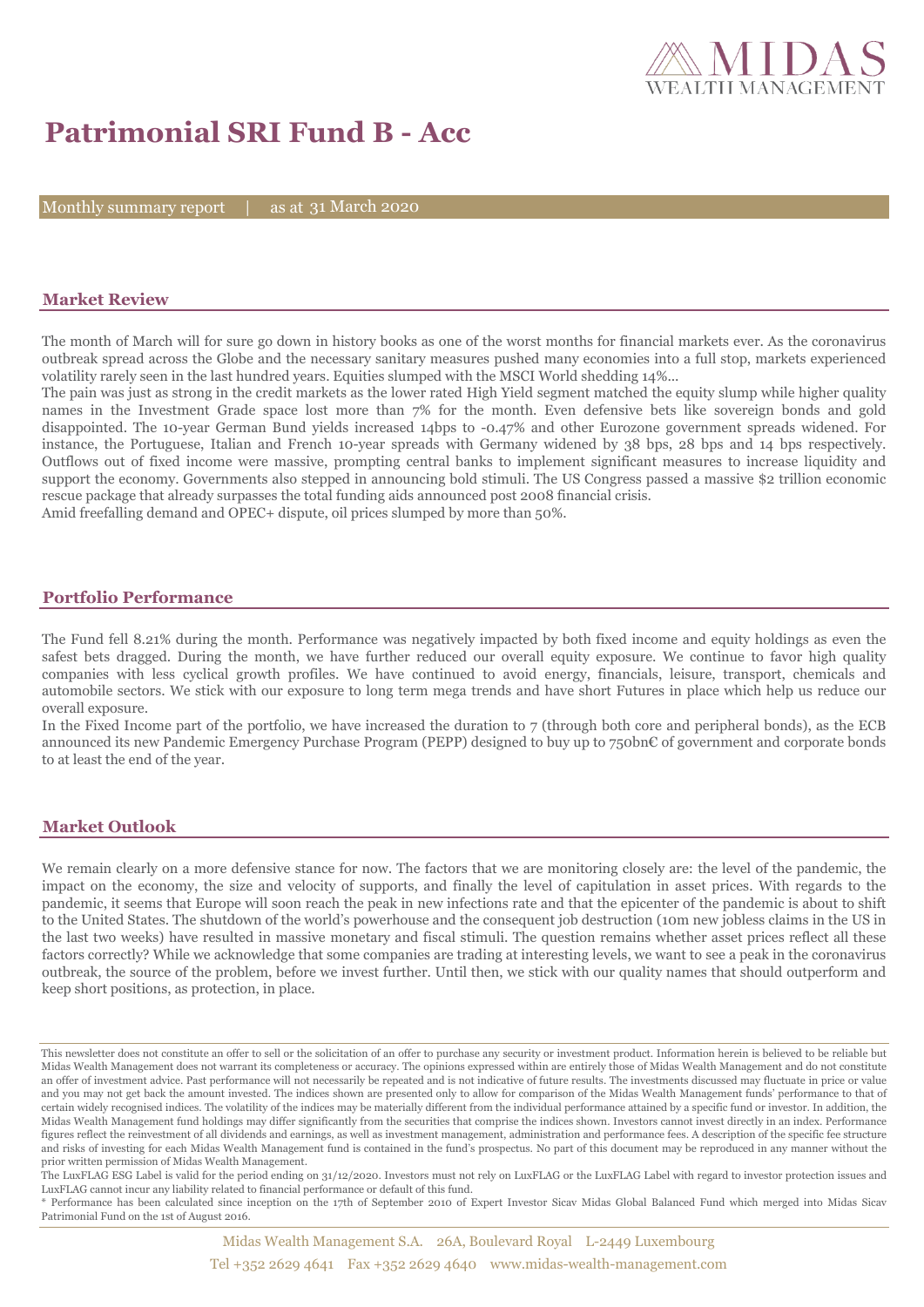# Patrimonial SRI Fund B - Acc

Monthly summary report | as at 31 March 2020

## Market Review

The month of March will for sure go down in history books as one of the worst months for financial markets ever. As the coronavirus outbreak spread across the Globe and the necessary sanitary measures pushed many economies into a full stop, markets experienced volatility rarely seen in the last hundred years. Equities slumped with the MSCI World shedding 14%...
The pain was just as strong in the credit markets as the lower rated High Yield segment matched the equity slump while higher quality names in the Investment Grade space lost more than 7% for the month. Even defensive bets like sovereign bonds and gold disappointed. The 10-year German Bund yields increased 14bps to -0.47% and other Eurozone government spreads widened. For instance, the Portuguese, Italian and French 10-year spreads with Germany widened by 38 bps, 28 bps and 14 bps respectively. Outflows out of fixed income were massive, prompting central banks to implement significant measures to increase liquidity and support the economy. Governments also stepped in announcing bold stimuli. The US Congress passed a massive $2 trillion economic rescue package that already surpasses the total funding aids announced post 2008 financial crisis.
Amid freefalling demand and OPEC+ dispute, oil prices slumped by more than 50%.

## Portfolio Performance

The Fund fell 8.21% during the month. Performance was negatively impacted by both fixed income and equity holdings as even the safest bets dragged. During the month, we have further reduced our overall equity exposure. We continue to favor high quality companies with less cyclical growth profiles. We have continued to avoid energy, financials, leisure, transport, chemicals and automobile sectors. We stick with our exposure to long term mega trends and have short Futures in place which help us reduce our overall exposure.
In the Fixed Income part of the portfolio, we have increased the duration to 7 (through both core and peripheral bonds), as the ECB announced its new Pandemic Emergency Purchase Program (PEPP) designed to buy up to 750bn€ of government and corporate bonds to at least the end of the year.

## Market Outlook

We remain clearly on a more defensive stance for now. The factors that we are monitoring closely are: the level of the pandemic, the impact on the economy, the size and velocity of supports, and finally the level of capitulation in asset prices. With regards to the pandemic, it seems that Europe will soon reach the peak in new infections rate and that the epicenter of the pandemic is about to shift to the United States. The shutdown of the world's powerhouse and the consequent job destruction (10m new jobless claims in the US in the last two weeks) have resulted in massive monetary and fiscal stimuli. The question remains whether asset prices reflect all these factors correctly? While we acknowledge that some companies are trading at interesting levels, we want to see a peak in the coronavirus outbreak, the source of the problem, before we invest further. Until then, we stick with our quality names that should outperform and keep short positions, as protection, in place.

This newsletter does not constitute an offer to sell or the solicitation of an offer to purchase any security or investment product. Information herein is believed to be reliable but Midas Wealth Management does not warrant its completeness or accuracy. The opinions expressed within are entirely those of Midas Wealth Management and do not constitute an offer of investment advice. Past performance will not necessarily be repeated and is not indicative of future results. The investments discussed may fluctuate in price or value and you may not get back the amount invested. The indices shown are presented only to allow for comparison of the Midas Wealth Management funds' performance to that of certain widely recognised indices. The volatility of the indices may be materially different from the individual performance attained by a specific fund or investor. In addition, the Midas Wealth Management fund holdings may differ significantly from the securities that comprise the indices shown. Investors cannot invest directly in an index. Performance figures reflect the reinvestment of all dividends and earnings, as well as investment management, administration and performance fees. A description of the specific fee structure and risks of investing for each Midas Wealth Management fund is contained in the fund's prospectus. No part of this document may be reproduced in any manner without the prior written permission of Midas Wealth Management.
The LuxFLAG ESG Label is valid for the period ending on 31/12/2020. Investors must not rely on LuxFLAG or the LuxFLAG Label with regard to investor protection issues and LuxFLAG cannot incur any liability related to financial performance or default of this fund.
* Performance has been calculated since inception on the 17th of September 2010 of Expert Investor Sicav Midas Global Balanced Fund which merged into Midas Sicav Patrimonial Fund on the 1st of August 2016.

Midas Wealth Management S.A. 26A, Boulevard Royal L-2449 Luxembourg
Tel +352 2629 4641 Fax +352 2629 4640 www.midas-wealth-management.com